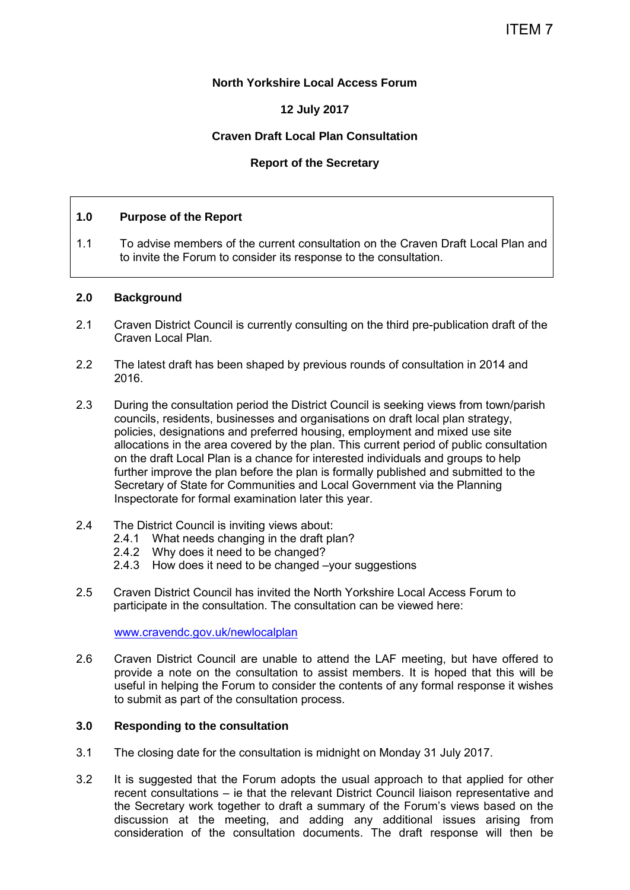ITEM 7

**North Yorkshire Local Access Forum**

**12 July 2017**

**Craven Draft Local Plan Consultation**

**Report of the Secretary**

## 1.0 Purpose of the Report

1.1 To advise members of the current consultation on the Craven Draft Local Plan and to invite the Forum to consider its response to the consultation.

## 2.0 Background

2.1 Craven District Council is currently consulting on the third pre-publication draft of the Craven Local Plan.

2.2 The latest draft has been shaped by previous rounds of consultation in 2014 and 2016.

2.3 During the consultation period the District Council is seeking views from town/parish councils, residents, businesses and organisations on draft local plan strategy, policies, designations and preferred housing, employment and mixed use site allocations in the area covered by the plan. This current period of public consultation on the draft Local Plan is a chance for interested individuals and groups to help further improve the plan before the plan is formally published and submitted to the Secretary of State for Communities and Local Government via the Planning Inspectorate for formal examination later this year.

2.4 The District Council is inviting views about:

- 2.4.1 What needs changing in the draft plan?
- 2.4.2 Why does it need to be changed?
- 2.4.3 How does it need to be changed –your suggestions

2.5 Craven District Council has invited the North Yorkshire Local Access Forum to participate in the consultation. The consultation can be viewed here:

www.cravendc.gov.uk/newlocalplan

2.6 Craven District Council are unable to attend the LAF meeting, but have offered to provide a note on the consultation to assist members. It is hoped that this will be useful in helping the Forum to consider the contents of any formal response it wishes to submit as part of the consultation process.

## 3.0 Responding to the consultation

3.1 The closing date for the consultation is midnight on Monday 31 July 2017.

3.2 It is suggested that the Forum adopts the usual approach to that applied for other recent consultations – ie that the relevant District Council liaison representative and the Secretary work together to draft a summary of the Forum's views based on the discussion at the meeting, and adding any additional issues arising from consideration of the consultation documents. The draft response will then be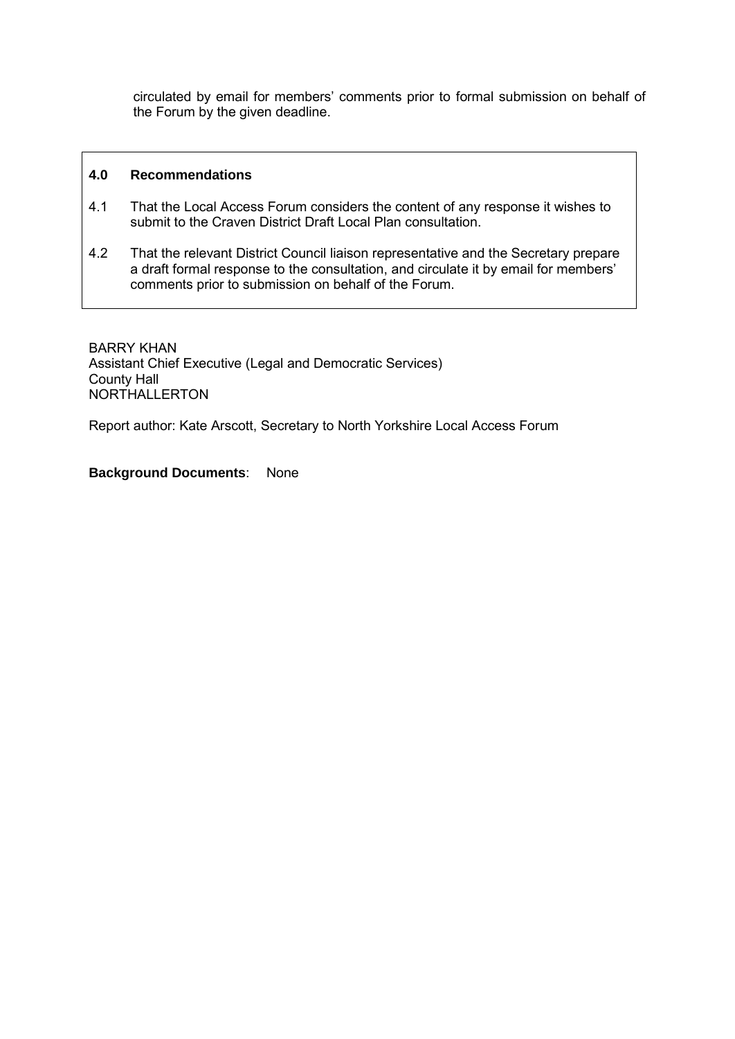circulated by email for members' comments prior to formal submission on behalf of the Forum by the given deadline.

## 4.0 Recommendations

4.1 That the Local Access Forum considers the content of any response it wishes to submit to the Craven District Draft Local Plan consultation.

4.2 That the relevant District Council liaison representative and the Secretary prepare a draft formal response to the consultation, and circulate it by email for members' comments prior to submission on behalf of the Forum.

BARRY KHAN
Assistant Chief Executive (Legal and Democratic Services)
County Hall
NORTHALLERTON

Report author: Kate Arscott, Secretary to North Yorkshire Local Access Forum

**Background Documents**: None